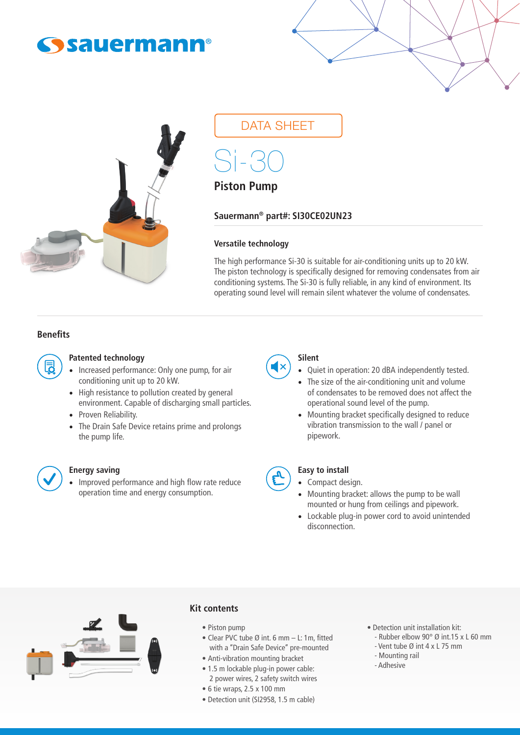sauermann®

DATA SHEET

# Si-30

## Piston Pump

**Sauermann® part#: SI30CE02UN23**

### Versatile technology

The high performance Si-30 is suitable for air-conditioning units up to 20 kW. The piston technology is specifically designed for removing condensates from air conditioning systems. The Si-30 is fully reliable, in any kind of environment. Its operating sound level will remain silent whatever the volume of condensates.

## Benefits

### Patented technology

- Increased performance: Only one pump, for air conditioning unit up to 20 kW.
- High resistance to pollution created by general environment. Capable of discharging small particles.
- Proven Reliability.
- The Drain Safe Device retains prime and prolongs the pump life.

### Silent

- Quiet in operation: 20 dBA independently tested.
- The size of the air-conditioning unit and volume of condensates to be removed does not affect the operational sound level of the pump.
- Mounting bracket specifically designed to reduce vibration transmission to the wall / panel or pipework.

### Energy saving

- Improved performance and high flow rate reduce operation time and energy consumption.

### Easy to install

- Compact design.
- Mounting bracket: allows the pump to be wall mounted or hung from ceilings and pipework.
- Lockable plug-in power cord to avoid unintended disconnection.

## Kit contents

- Piston pump
- Clear PVC tube Ø int. 6 mm – L: 1m, fitted with a "Drain Safe Device" pre-mounted
- Anti-vibration mounting bracket
- 1.5 m lockable plug-in power cable: 2 power wires, 2 safety switch wires
- 6 tie wraps, 2.5 x 100 mm
- Detection unit (SI2958, 1.5 m cable)
- Detection unit installation kit:
  - Rubber elbow 90° Ø int.15 x L 60 mm
  - Vent tube Ø int 4 x L 75 mm
  - Mounting rail
  - Adhesive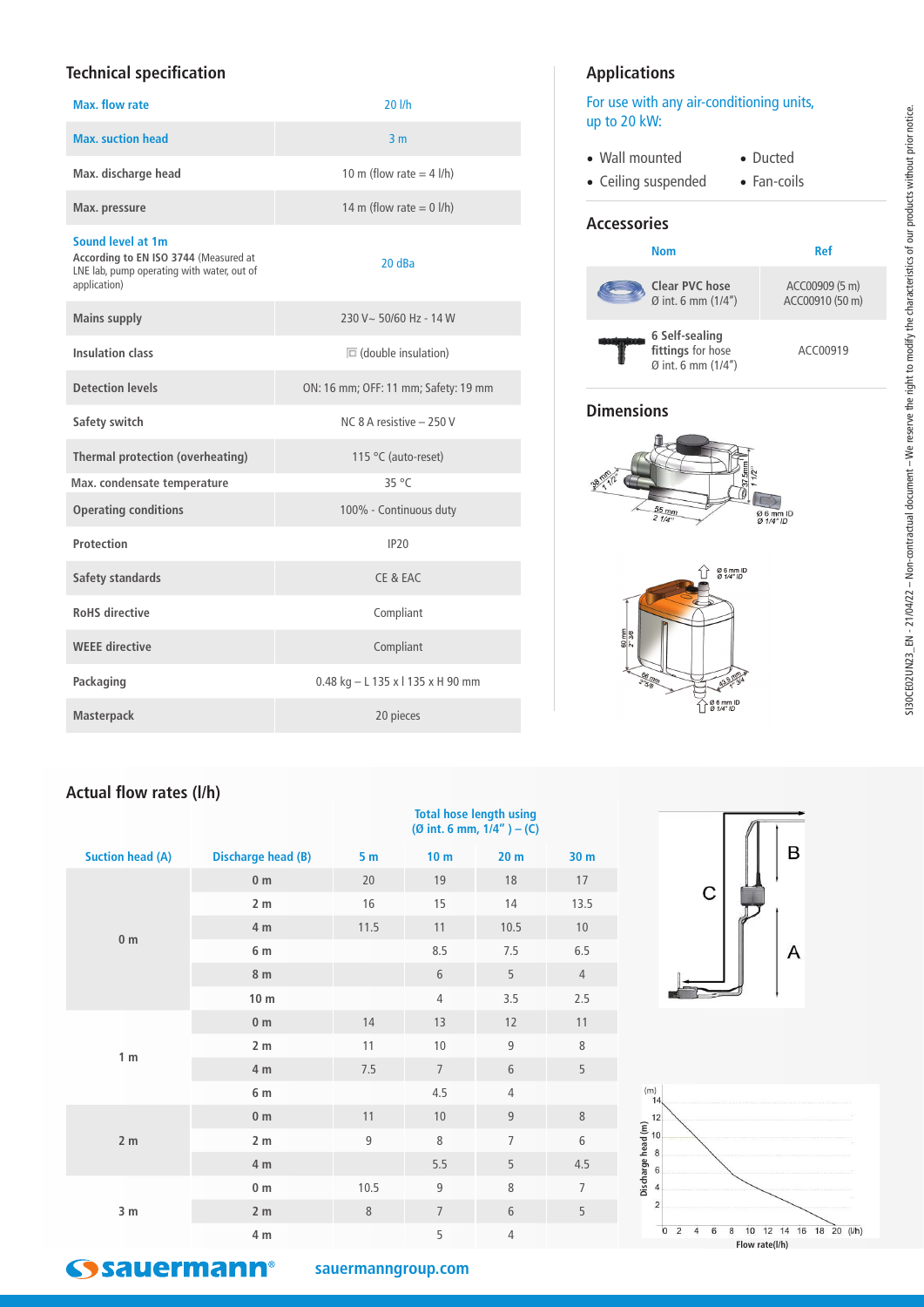## Technical specification

| | |
|---|---|
| Max. flow rate | 20 l/h |
| Max. suction head | 3 m |
| Max. discharge head | 10 m (flow rate = 4 l/h) |
| Max. pressure | 14 m (flow rate = 0 l/h) |
| Sound level at 1m<br>According to EN ISO 3744 (Measured at LNE lab, pump operating with water, out of application) | 20 dBa |
| Mains supply | 230 V~ 50/60 Hz - 14 W |
| Insulation class | ▣ (double insulation) |
| Detection levels | ON: 16 mm; OFF: 11 mm; Safety: 19 mm |
| Safety switch | NC 8 A resistive – 250 V |
| Thermal protection (overheating) | 115 °C (auto-reset) |
| Max. condensate temperature | 35 °C |
| Operating conditions | 100% - Continuous duty |
| Protection | IP20 |
| Safety standards | CE & EAC |
| RoHS directive | Compliant |
| WEEE directive | Compliant |
| Packaging | 0.48 kg – L 135 x l 135 x H 90 mm |
| Masterpack | 20 pieces |

## Applications

For use with any air-conditioning units, up to 20 kW:

- Wall mounted
- Ceiling suspended
- Ducted
- Fan-coils

## Accessories

| Nom | Ref |
|---|---|
| **Clear PVC hose** Ø int. 6 mm (1/4") | ACC00909 (5 m)<br>ACC00910 (50 m) |
| **6 Self-sealing fittings** for hose Ø int. 6 mm (1/4") | ACC00919 |

## Dimensions

38 mm 1 1/2"
55 mm 2 1/4"
37.5mm 1 1/2"
Ø 6 mm ID Ø 1/4" ID

Ø 6 mm ID Ø 1/4" ID
60 mm 2 3/8
66 mm 2 5/8
43.5 mm 1 3/4
Ø 6 mm ID Ø 1/4" ID

## Actual flow rates (l/h)

| Suction head (A) | Discharge head (B) | Total hose length using (Ø int. 6 mm, 1/4" ) – (C) 5 m | 10 m | 20 m | 30 m |
|---|---|---|---|---|---|
| 0 m | 0 m | 20 | 19 | 18 | 17 |
| | 2 m | 16 | 15 | 14 | 13.5 |
| | 4 m | 11.5 | 11 | 10.5 | 10 |
| | 6 m | | 8.5 | 7.5 | 6.5 |
| | 8 m | | 6 | 5 | 4 |
| | 10 m | | 4 | 3.5 | 2.5 |
| 1 m | 0 m | 14 | 13 | 12 | 11 |
| | 2 m | 11 | 10 | 9 | 8 |
| | 4 m | 7.5 | 7 | 6 | 5 |
| | 6 m | | 4.5 | 4 | |
| 2 m | 0 m | 11 | 10 | 9 | 8 |
| | 2 m | 9 | 8 | 7 | 6 |
| | 4 m | | 5.5 | 5 | 4.5 |
| 3 m | 0 m | 10.5 | 9 | 8 | 7 |
| | 2 m | 8 | 7 | 6 | 5 |
| | 4 m | | 5 | 4 | |

B
C
A

(m)
Discharge head (m)
14
12
10
8
6
4
2
0 2 4 6 8 10 12 14 16 18 20 (l/h)
Flow rate(l/h)

sauermann®

sauermanngroup.com

SI30CE02UN23_EN - 21/04/22 – Non-contractual document – We reserve the right to modify the characteristics of our products without prior notice.